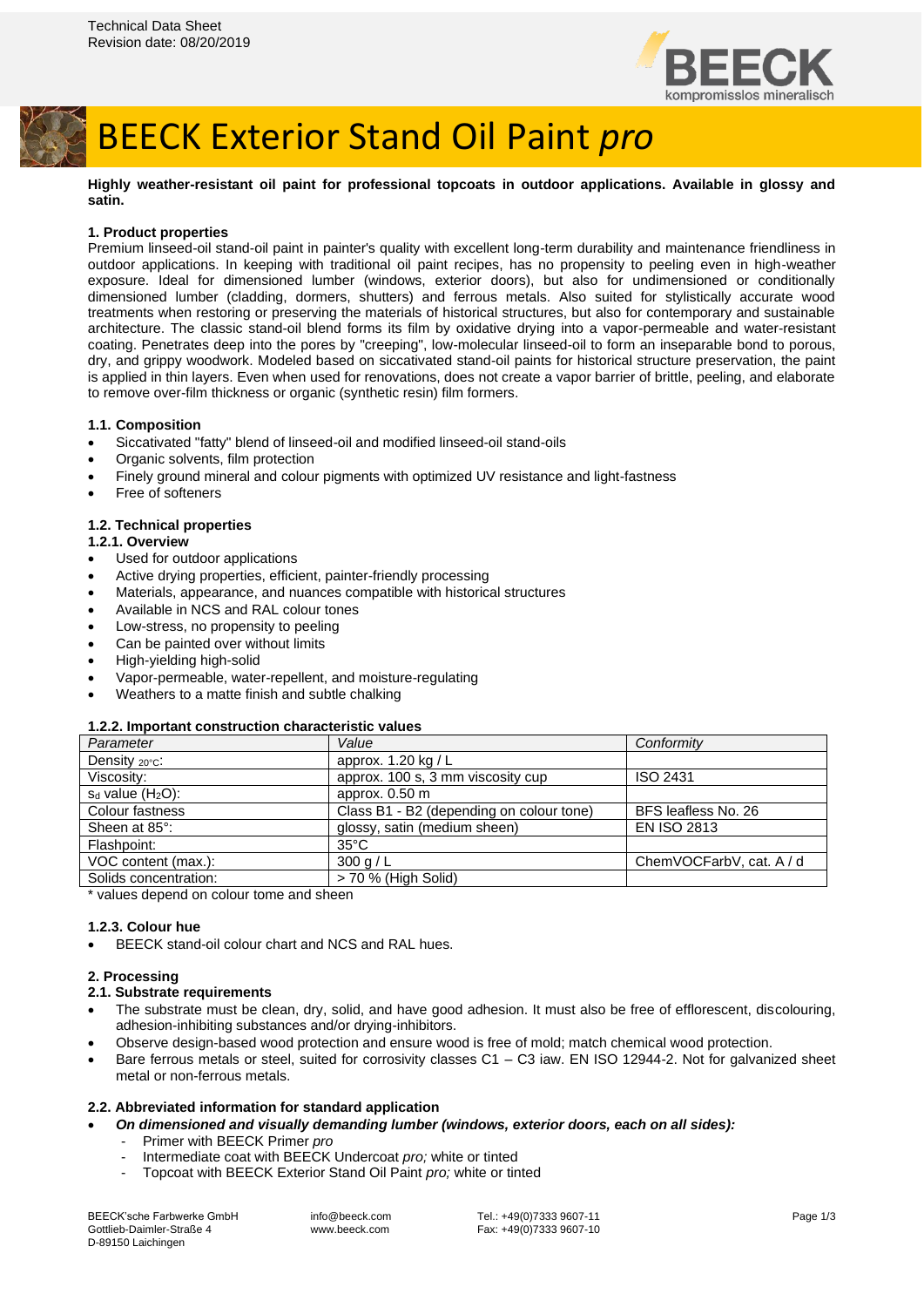Technical Data Sheet
Revision date: 08/20/2019

# BEECK Exterior Stand Oil Paint *pro*

**Highly weather-resistant oil paint for professional topcoats in outdoor applications. Available in glossy and satin.**

### 1. Product properties

Premium linseed-oil stand-oil paint in painter's quality with excellent long-term durability and maintenance friendliness in outdoor applications. In keeping with traditional oil paint recipes, has no propensity to peeling even in high-weather exposure. Ideal for dimensioned lumber (windows, exterior doors), but also for undimensioned or conditionally dimensioned lumber (cladding, dormers, shutters) and ferrous metals. Also suited for stylistically accurate wood treatments when restoring or preserving the materials of historical structures, but also for contemporary and sustainable architecture. The classic stand-oil blend forms its film by oxidative drying into a vapor-permeable and water-resistant coating. Penetrates deep into the pores by "creeping", low-molecular linseed-oil to form an inseparable bond to porous, dry, and grippy woodwork. Modeled based on siccativated stand-oil paints for historical structure preservation, the paint is applied in thin layers. Even when used for renovations, does not create a vapor barrier of brittle, peeling, and elaborate to remove over-film thickness or organic (synthetic resin) film formers.

#### 1.1. Composition

- Siccativated "fatty" blend of linseed-oil and modified linseed-oil stand-oils
- Organic solvents, film protection
- Finely ground mineral and colour pigments with optimized UV resistance and light-fastness
- Free of softeners

#### 1.2. Technical properties

##### 1.2.1. Overview

- Used for outdoor applications
- Active drying properties, efficient, painter-friendly processing
- Materials, appearance, and nuances compatible with historical structures
- Available in NCS and RAL colour tones
- Low-stress, no propensity to peeling
- Can be painted over without limits
- High-yielding high-solid
- Vapor-permeable, water-repellent, and moisture-regulating
- Weathers to a matte finish and subtle chalking

##### 1.2.2. Important construction characteristic values

| *Parameter* | *Value* | *Conformity* |
|---|---|---|
| Density $_{20°C}$: | approx. 1.20 kg / L | |
| Viscosity: | approx. 100 s, 3 mm viscosity cup | ISO 2431 |
| $s_d$ value ($H_2O$): | approx. 0.50 m | |
| Colour fastness | Class B1 - B2 (depending on colour tone) | BFS leafless No. 26 |
| Sheen at 85°: | glossy, satin (medium sheen) | EN ISO 2813 |
| Flashpoint: | 35°C | |
| VOC content (max.): | 300 g / L | ChemVOCFarbV, cat. A / d |
| Solids concentration: | > 70 % (High Solid) | |

\* values depend on colour tome and sheen

##### 1.2.3. Colour hue

- BEECK stand-oil colour chart and NCS and RAL hues.

### 2. Processing

#### 2.1. Substrate requirements

- The substrate must be clean, dry, solid, and have good adhesion. It must also be free of efflorescent, discolouring, adhesion-inhibiting substances and/or drying-inhibitors.
- Observe design-based wood protection and ensure wood is free of mold; match chemical wood protection.
- Bare ferrous metals or steel, suited for corrosivity classes C1 – C3 iaw. EN ISO 12944-2. Not for galvanized sheet metal or non-ferrous metals.

#### 2.2. Abbreviated information for standard application

- ***On dimensioned and visually demanding lumber (windows, exterior doors, each on all sides):***
  - Primer with BEECK Primer *pro*
  - Intermediate coat with BEECK Undercoat *pro;* white or tinted
  - Topcoat with BEECK Exterior Stand Oil Paint *pro;* white or tinted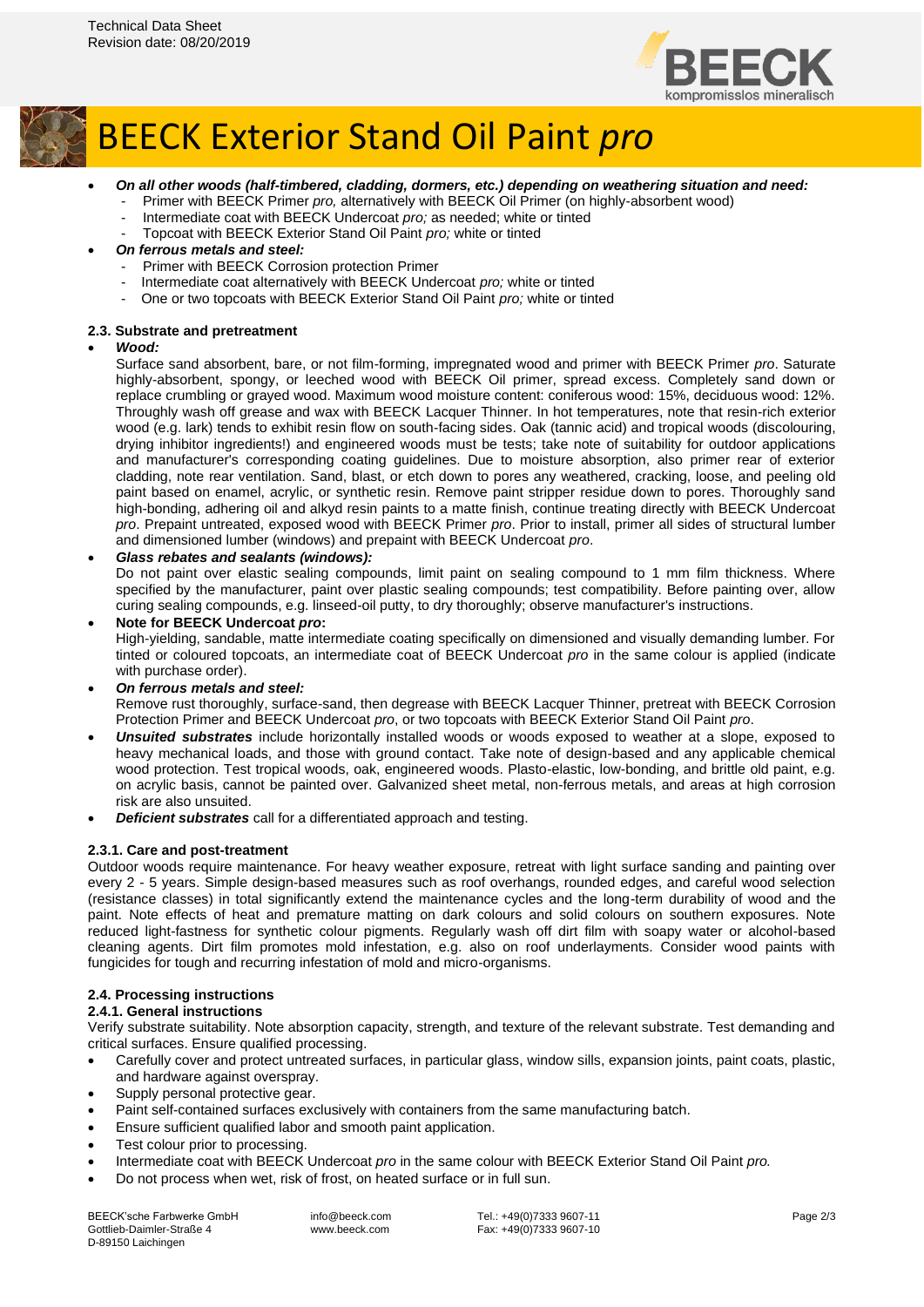- ***On all other woods (half-timbered, cladding, dormers, etc.) depending on weathering situation and need:***
  - Primer with BEECK Primer *pro,* alternatively with BEECK Oil Primer (on highly-absorbent wood)
  - Intermediate coat with BEECK Undercoat *pro;* as needed; white or tinted
  - Topcoat with BEECK Exterior Stand Oil Paint *pro;* white or tinted
- ***On ferrous metals and steel:***
  - Primer with BEECK Corrosion protection Primer
  - Intermediate coat alternatively with BEECK Undercoat *pro;* white or tinted
  - One or two topcoats with BEECK Exterior Stand Oil Paint *pro;* white or tinted

### 2.3. Substrate and pretreatment

- ***Wood:***
  Surface sand absorbent, bare, or not film-forming, impregnated wood and primer with BEECK Primer *pro*. Saturate highly-absorbent, spongy, or leeched wood with BEECK Oil primer, spread excess. Completely sand down or replace crumbling or grayed wood. Maximum wood moisture content: coniferous wood: 15%, deciduous wood: 12%. Throughly wash off grease and wax with BEECK Lacquer Thinner. In hot temperatures, note that resin-rich exterior wood (e.g. lark) tends to exhibit resin flow on south-facing sides. Oak (tannic acid) and tropical woods (discolouring, drying inhibitor ingredients!) and engineered woods must be tests; take note of suitability for outdoor applications and manufacturer's corresponding coating guidelines. Due to moisture absorption, also primer rear of exterior cladding, note rear ventilation. Sand, blast, or etch down to pores any weathered, cracking, loose, and peeling old paint based on enamel, acrylic, or synthetic resin. Remove paint stripper residue down to pores. Thoroughly sand high-bonding, adhering oil and alkyd resin paints to a matte finish, continue treating directly with BEECK Undercoat *pro*. Prepaint untreated, exposed wood with BEECK Primer *pro*. Prior to install, primer all sides of structural lumber and dimensioned lumber (windows) and prepaint with BEECK Undercoat *pro*.
- ***Glass rebates and sealants (windows):***
  Do not paint over elastic sealing compounds, limit paint on sealing compound to 1 mm film thickness. Where specified by the manufacturer, paint over plastic sealing compounds; test compatibility. Before painting over, allow curing sealing compounds, e.g. linseed-oil putty, to dry thoroughly; observe manufacturer's instructions.
- **Note for BEECK Undercoat *pro*:**
  High-yielding, sandable, matte intermediate coating specifically on dimensioned and visually demanding lumber. For tinted or coloured topcoats, an intermediate coat of BEECK Undercoat *pro* in the same colour is applied (indicate with purchase order).
- ***On ferrous metals and steel:***
  Remove rust thoroughly, surface-sand, then degrease with BEECK Lacquer Thinner, pretreat with BEECK Corrosion Protection Primer and BEECK Undercoat *pro*, or two topcoats with BEECK Exterior Stand Oil Paint *pro*.
- ***Unsuited substrates*** include horizontally installed woods or woods exposed to weather at a slope, exposed to heavy mechanical loads, and those with ground contact. Take note of design-based and any applicable chemical wood protection. Test tropical woods, oak, engineered woods. Plasto-elastic, low-bonding, and brittle old paint, e.g. on acrylic basis, cannot be painted over. Galvanized sheet metal, non-ferrous metals, and areas at high corrosion risk are also unsuited.
- ***Deficient substrates*** call for a differentiated approach and testing.

#### 2.3.1. Care and post-treatment

Outdoor woods require maintenance. For heavy weather exposure, retreat with light surface sanding and painting over every 2 - 5 years. Simple design-based measures such as roof overhangs, rounded edges, and careful wood selection (resistance classes) in total significantly extend the maintenance cycles and the long-term durability of wood and the paint. Note effects of heat and premature matting on dark colours and solid colours on southern exposures. Note reduced light-fastness for synthetic colour pigments. Regularly wash off dirt film with soapy water or alcohol-based cleaning agents. Dirt film promotes mold infestation, e.g. also on roof underlayments. Consider wood paints with fungicides for tough and recurring infestation of mold and micro-organisms.

### 2.4. Processing instructions

#### 2.4.1. General instructions

Verify substrate suitability. Note absorption capacity, strength, and texture of the relevant substrate. Test demanding and critical surfaces. Ensure qualified processing.

- Carefully cover and protect untreated surfaces, in particular glass, window sills, expansion joints, paint coats, plastic, and hardware against overspray.
- Supply personal protective gear.
- Paint self-contained surfaces exclusively with containers from the same manufacturing batch.
- Ensure sufficient qualified labor and smooth paint application.
- Test colour prior to processing.
- Intermediate coat with BEECK Undercoat *pro* in the same colour with BEECK Exterior Stand Oil Paint *pro.*
- Do not process when wet, risk of frost, on heated surface or in full sun.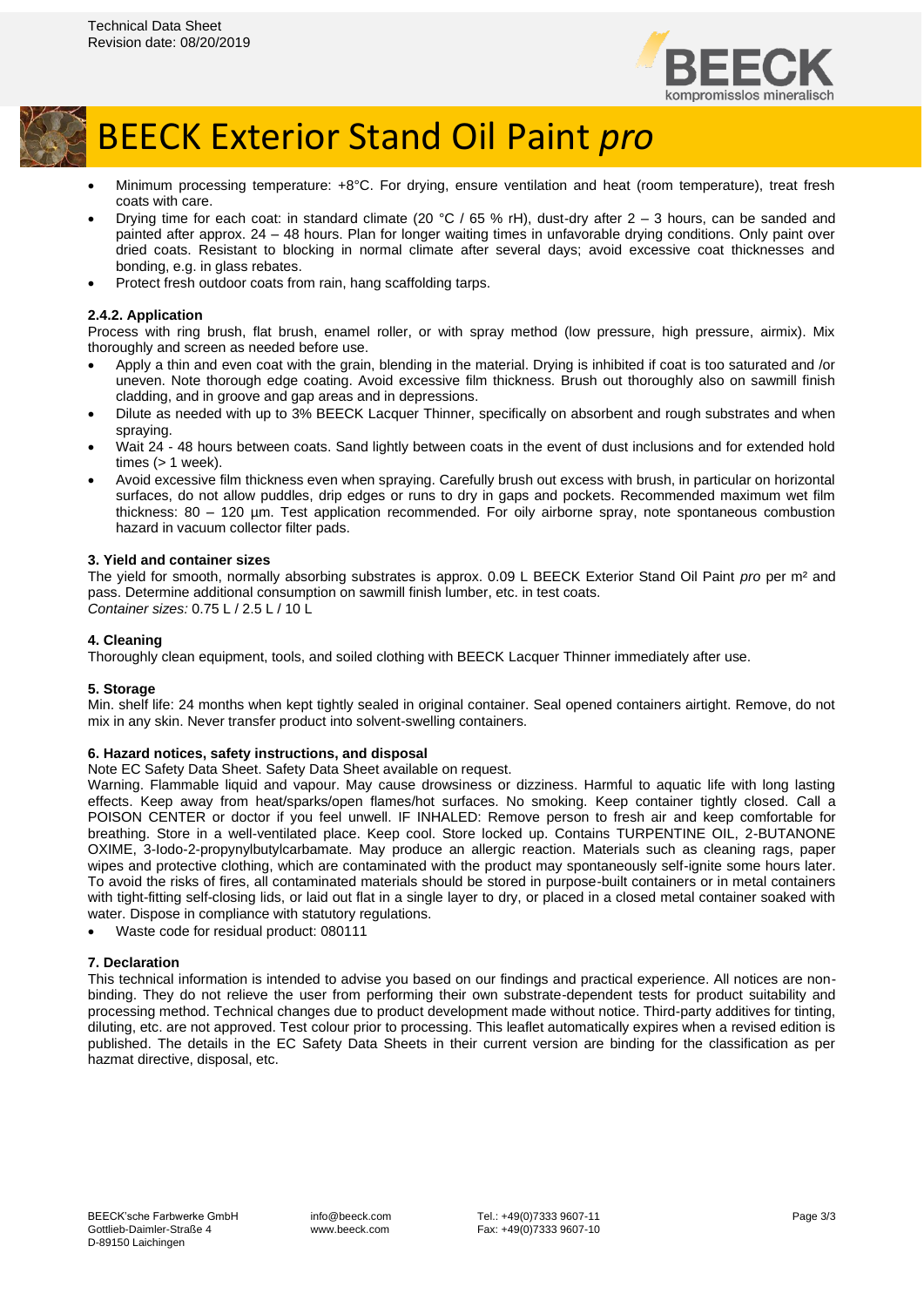# BEECK Exterior Stand Oil Paint *pro*

- Minimum processing temperature: +8°C. For drying, ensure ventilation and heat (room temperature), treat fresh coats with care.
- Drying time for each coat: in standard climate (20 °C / 65 % rH), dust-dry after 2 – 3 hours, can be sanded and painted after approx. 24 – 48 hours. Plan for longer waiting times in unfavorable drying conditions. Only paint over dried coats. Resistant to blocking in normal climate after several days; avoid excessive coat thicknesses and bonding, e.g. in glass rebates.
- Protect fresh outdoor coats from rain, hang scaffolding tarps.

#### 2.4.2. Application

Process with ring brush, flat brush, enamel roller, or with spray method (low pressure, high pressure, airmix). Mix thoroughly and screen as needed before use.

- Apply a thin and even coat with the grain, blending in the material. Drying is inhibited if coat is too saturated and /or uneven. Note thorough edge coating. Avoid excessive film thickness. Brush out thoroughly also on sawmill finish cladding, and in groove and gap areas and in depressions.
- Dilute as needed with up to 3% BEECK Lacquer Thinner, specifically on absorbent and rough substrates and when spraying.
- Wait 24 - 48 hours between coats. Sand lightly between coats in the event of dust inclusions and for extended hold times (> 1 week).
- Avoid excessive film thickness even when spraying. Carefully brush out excess with brush, in particular on horizontal surfaces, do not allow puddles, drip edges or runs to dry in gaps and pockets. Recommended maximum wet film thickness: 80 – 120 µm. Test application recommended. For oily airborne spray, note spontaneous combustion hazard in vacuum collector filter pads.

### 3. Yield and container sizes

The yield for smooth, normally absorbing substrates is approx. 0.09 L BEECK Exterior Stand Oil Paint *pro* per m² and pass. Determine additional consumption on sawmill finish lumber, etc. in test coats.
*Container sizes:* 0.75 L / 2.5 L / 10 L

### 4. Cleaning

Thoroughly clean equipment, tools, and soiled clothing with BEECK Lacquer Thinner immediately after use.

### 5. Storage

Min. shelf life: 24 months when kept tightly sealed in original container. Seal opened containers airtight. Remove, do not mix in any skin. Never transfer product into solvent-swelling containers.

### 6. Hazard notices, safety instructions, and disposal

Note EC Safety Data Sheet. Safety Data Sheet available on request.
Warning. Flammable liquid and vapour. May cause drowsiness or dizziness. Harmful to aquatic life with long lasting effects. Keep away from heat/sparks/open flames/hot surfaces. No smoking. Keep container tightly closed. Call a POISON CENTER or doctor if you feel unwell. IF INHALED: Remove person to fresh air and keep comfortable for breathing. Store in a well-ventilated place. Keep cool. Store locked up. Contains TURPENTINE OIL, 2-BUTANONE OXIME, 3-Iodo-2-propynylbutylcarbamate. May produce an allergic reaction. Materials such as cleaning rags, paper wipes and protective clothing, which are contaminated with the product may spontaneously self-ignite some hours later. To avoid the risks of fires, all contaminated materials should be stored in purpose-built containers or in metal containers with tight-fitting self-closing lids, or laid out flat in a single layer to dry, or placed in a closed metal container soaked with water. Dispose in compliance with statutory regulations.

- Waste code for residual product: 080111

### 7. Declaration

This technical information is intended to advise you based on our findings and practical experience. All notices are non-binding. They do not relieve the user from performing their own substrate-dependent tests for product suitability and processing method. Technical changes due to product development made without notice. Third-party additives for tinting, diluting, etc. are not approved. Test colour prior to processing. This leaflet automatically expires when a revised edition is published. The details in the EC Safety Data Sheets in their current version are binding for the classification as per hazmat directive, disposal, etc.